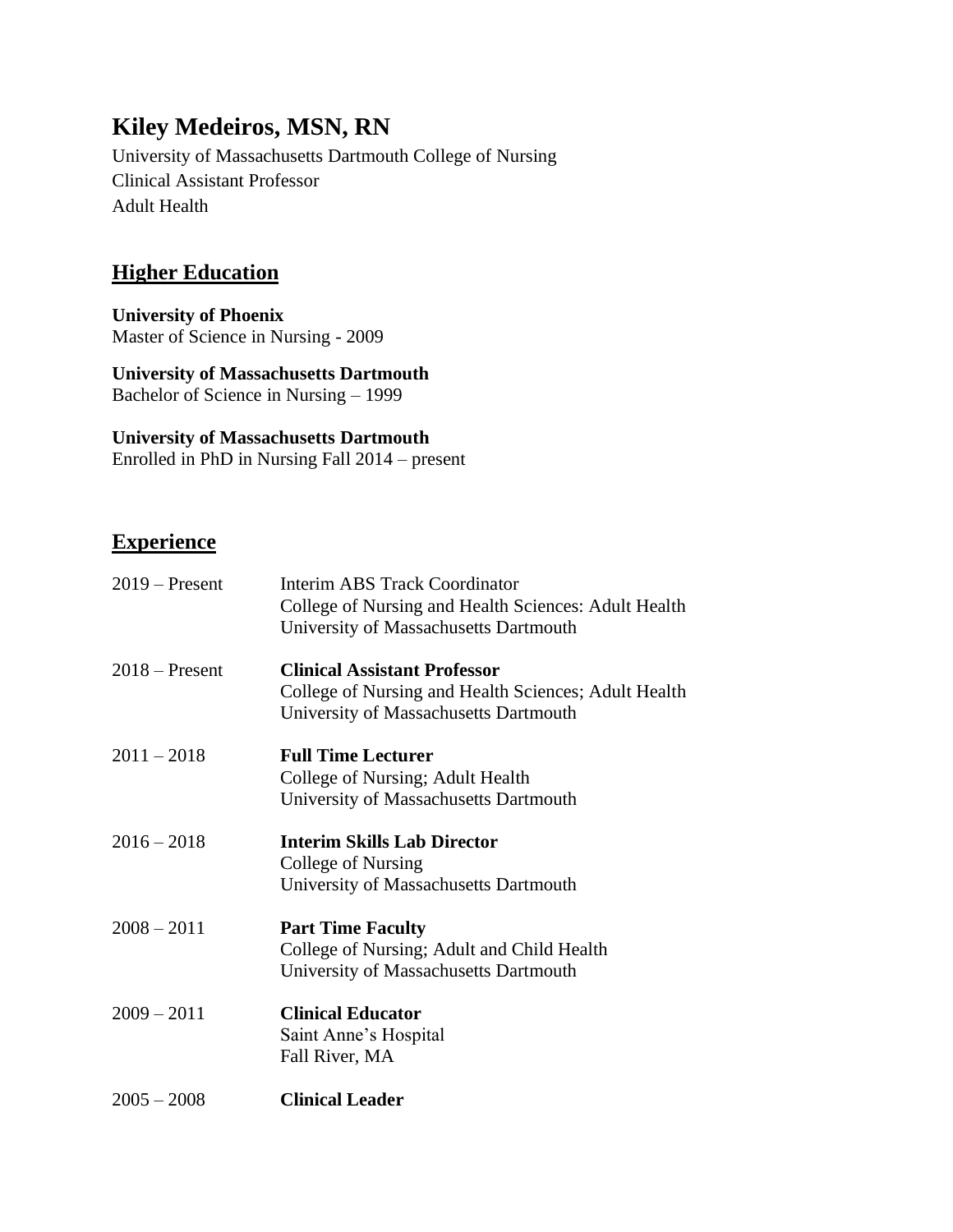# Kiley Medeiros, MSN, RN

University of Massachusetts Dartmouth College of Nursing
Clinical Assistant Professor
Adult Health

## Higher Education

**University of Phoenix**
Master of Science in Nursing - 2009

**University of Massachusetts Dartmouth**
Bachelor of Science in Nursing – 1999

**University of Massachusetts Dartmouth**
Enrolled in PhD in Nursing Fall 2014 – present

## Experience

2019 – Present
Interim ABS Track Coordinator
College of Nursing and Health Sciences: Adult Health
University of Massachusetts Dartmouth

2018 – Present
**Clinical Assistant Professor**
College of Nursing and Health Sciences; Adult Health
University of Massachusetts Dartmouth

2011 – 2018
**Full Time Lecturer**
College of Nursing; Adult Health
University of Massachusetts Dartmouth

2016 – 2018
**Interim Skills Lab Director**
College of Nursing
University of Massachusetts Dartmouth

2008 – 2011
**Part Time Faculty**
College of Nursing; Adult and Child Health
University of Massachusetts Dartmouth

2009 – 2011
**Clinical Educator**
Saint Anne's Hospital
Fall River, MA

2005 – 2008
**Clinical Leader**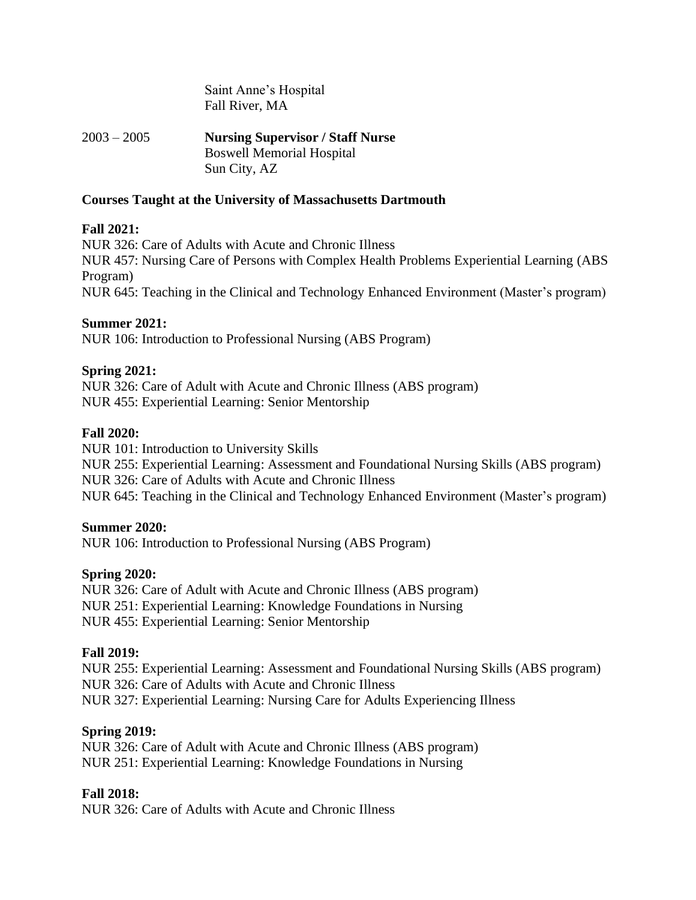Saint Anne's Hospital
Fall River, MA

2003 – 2005 **Nursing Supervisor / Staff Nurse**
Boswell Memorial Hospital
Sun City, AZ

**Courses Taught at the University of Massachusetts Dartmouth**

**Fall 2021:**

NUR 326: Care of Adults with Acute and Chronic Illness
NUR 457: Nursing Care of Persons with Complex Health Problems Experiential Learning (ABS Program)
NUR 645: Teaching in the Clinical and Technology Enhanced Environment (Master's program)

**Summer 2021:**

NUR 106: Introduction to Professional Nursing (ABS Program)

**Spring 2021:**

NUR 326: Care of Adult with Acute and Chronic Illness (ABS program)
NUR 455: Experiential Learning: Senior Mentorship

**Fall 2020:**

NUR 101: Introduction to University Skills
NUR 255: Experiential Learning: Assessment and Foundational Nursing Skills (ABS program)
NUR 326: Care of Adults with Acute and Chronic Illness
NUR 645: Teaching in the Clinical and Technology Enhanced Environment (Master's program)

**Summer 2020:**

NUR 106: Introduction to Professional Nursing (ABS Program)

**Spring 2020:**

NUR 326: Care of Adult with Acute and Chronic Illness (ABS program)
NUR 251: Experiential Learning: Knowledge Foundations in Nursing
NUR 455: Experiential Learning: Senior Mentorship

**Fall 2019:**

NUR 255: Experiential Learning: Assessment and Foundational Nursing Skills (ABS program)
NUR 326: Care of Adults with Acute and Chronic Illness
NUR 327: Experiential Learning: Nursing Care for Adults Experiencing Illness

**Spring 2019:**

NUR 326: Care of Adult with Acute and Chronic Illness (ABS program)
NUR 251: Experiential Learning: Knowledge Foundations in Nursing

**Fall 2018:**

NUR 326: Care of Adults with Acute and Chronic Illness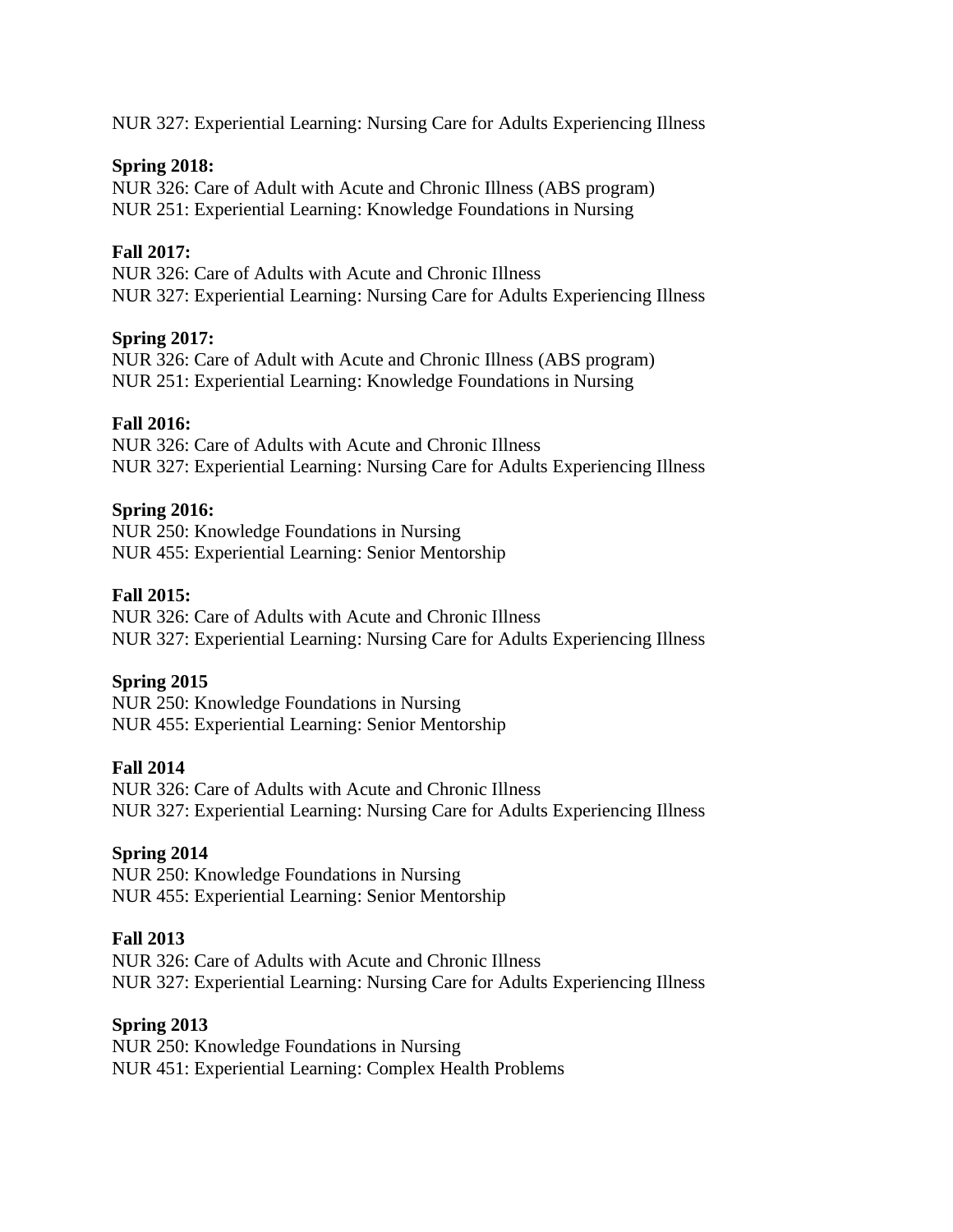NUR 327: Experiential Learning: Nursing Care for Adults Experiencing Illness

**Spring 2018:**
NUR 326: Care of Adult with Acute and Chronic Illness (ABS program)
NUR 251: Experiential Learning: Knowledge Foundations in Nursing

**Fall 2017:**
NUR 326: Care of Adults with Acute and Chronic Illness
NUR 327: Experiential Learning: Nursing Care for Adults Experiencing Illness

**Spring 2017:**
NUR 326: Care of Adult with Acute and Chronic Illness (ABS program)
NUR 251: Experiential Learning: Knowledge Foundations in Nursing

**Fall 2016:**
NUR 326: Care of Adults with Acute and Chronic Illness
NUR 327: Experiential Learning: Nursing Care for Adults Experiencing Illness

**Spring 2016:**
NUR 250: Knowledge Foundations in Nursing
NUR 455: Experiential Learning: Senior Mentorship

**Fall 2015:**
NUR 326: Care of Adults with Acute and Chronic Illness
NUR 327: Experiential Learning: Nursing Care for Adults Experiencing Illness

**Spring 2015**
NUR 250: Knowledge Foundations in Nursing
NUR 455: Experiential Learning: Senior Mentorship

**Fall 2014**
NUR 326: Care of Adults with Acute and Chronic Illness
NUR 327: Experiential Learning: Nursing Care for Adults Experiencing Illness

**Spring 2014**
NUR 250: Knowledge Foundations in Nursing
NUR 455: Experiential Learning: Senior Mentorship

**Fall 2013**
NUR 326: Care of Adults with Acute and Chronic Illness
NUR 327: Experiential Learning: Nursing Care for Adults Experiencing Illness

**Spring 2013**
NUR 250: Knowledge Foundations in Nursing
NUR 451: Experiential Learning: Complex Health Problems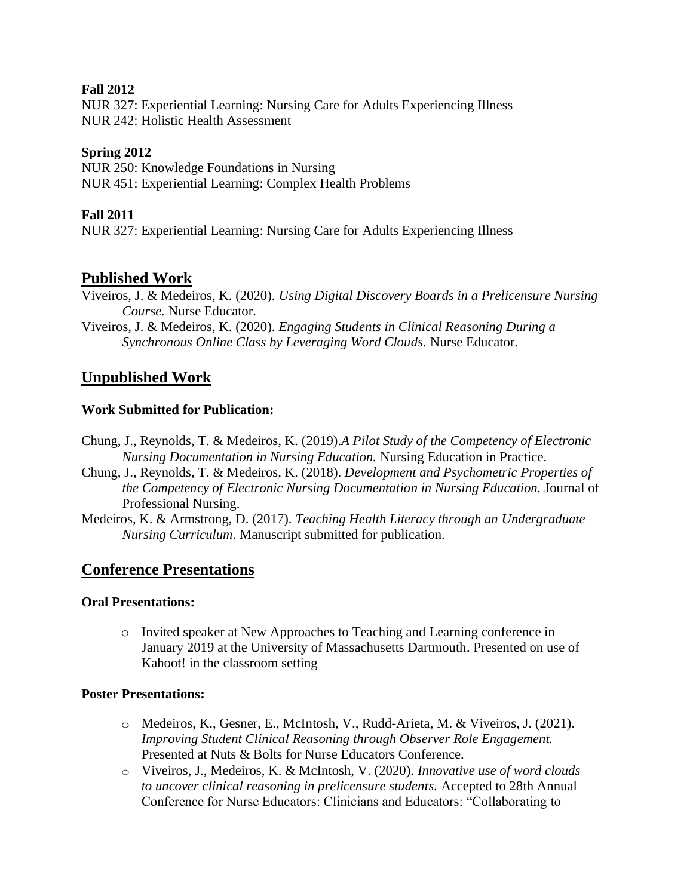**Fall 2012**
NUR 327: Experiential Learning: Nursing Care for Adults Experiencing Illness
NUR 242: Holistic Health Assessment

**Spring 2012**
NUR 250: Knowledge Foundations in Nursing
NUR 451: Experiential Learning: Complex Health Problems

**Fall 2011**
NUR 327: Experiential Learning: Nursing Care for Adults Experiencing Illness

## Published Work

Viveiros, J. & Medeiros, K. (2020). *Using Digital Discovery Boards in a Prelicensure Nursing Course.* Nurse Educator.

Viveiros, J. & Medeiros, K. (2020). *Engaging Students in Clinical Reasoning During a Synchronous Online Class by Leveraging Word Clouds.* Nurse Educator.

## Unpublished Work

**Work Submitted for Publication:**

Chung, J., Reynolds, T. & Medeiros, K. (2019).*A Pilot Study of the Competency of Electronic Nursing Documentation in Nursing Education.* Nursing Education in Practice.

Chung, J., Reynolds, T. & Medeiros, K. (2018). *Development and Psychometric Properties of the Competency of Electronic Nursing Documentation in Nursing Education.* Journal of Professional Nursing.

Medeiros, K. & Armstrong, D. (2017). *Teaching Health Literacy through an Undergraduate Nursing Curriculum*. Manuscript submitted for publication.

## Conference Presentations

**Oral Presentations:**

- Invited speaker at New Approaches to Teaching and Learning conference in January 2019 at the University of Massachusetts Dartmouth. Presented on use of Kahoot! in the classroom setting

**Poster Presentations:**

- Medeiros, K., Gesner, E., McIntosh, V., Rudd-Arieta, M. & Viveiros, J. (2021). *Improving Student Clinical Reasoning through Observer Role Engagement.* Presented at Nuts & Bolts for Nurse Educators Conference.
- Viveiros, J., Medeiros, K. & McIntosh, V. (2020). *Innovative use of word clouds to uncover clinical reasoning in prelicensure students.* Accepted to 28th Annual Conference for Nurse Educators: Clinicians and Educators: "Collaborating to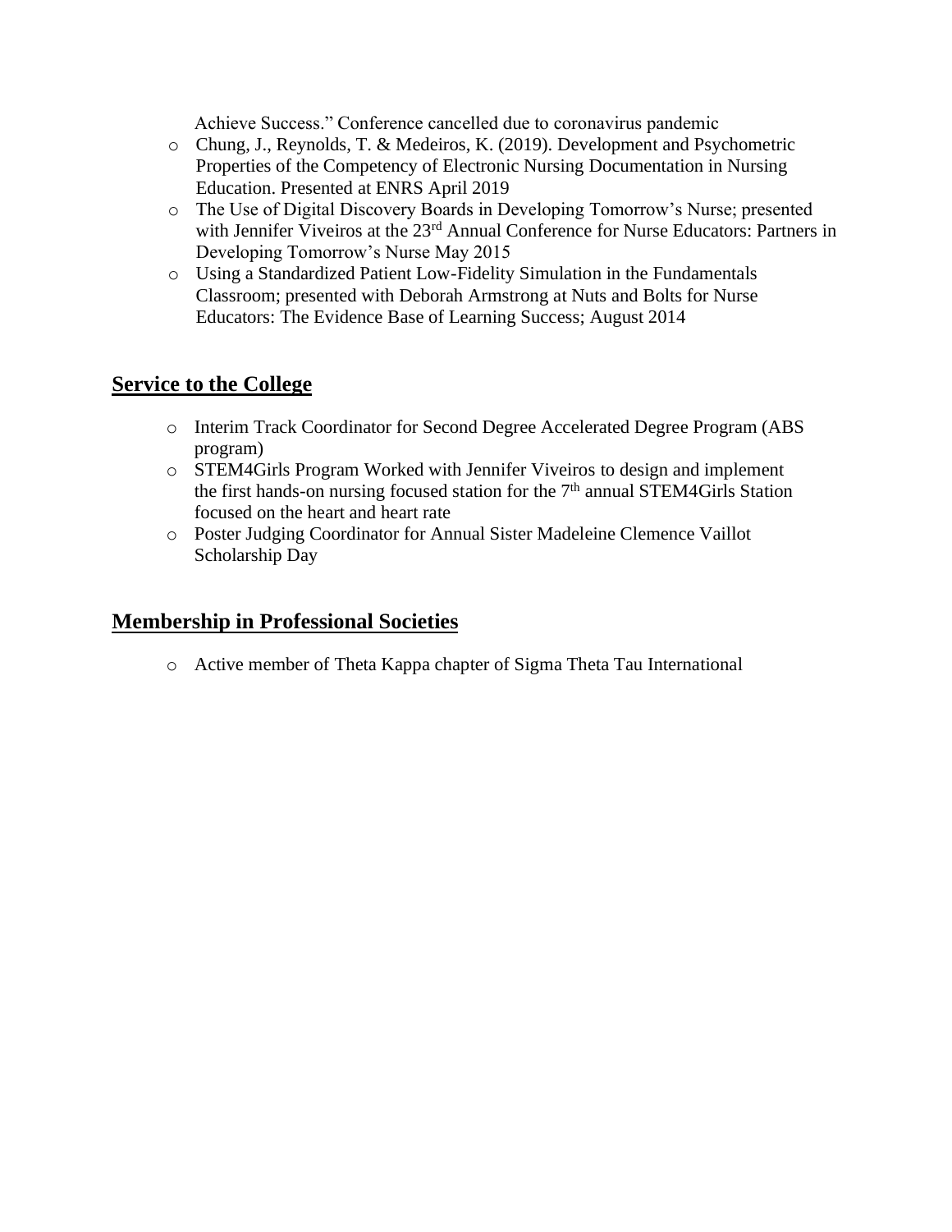Achieve Success." Conference cancelled due to coronavirus pandemic

- Chung, J., Reynolds, T. & Medeiros, K. (2019). Development and Psychometric Properties of the Competency of Electronic Nursing Documentation in Nursing Education. Presented at ENRS April 2019
- The Use of Digital Discovery Boards in Developing Tomorrow's Nurse; presented with Jennifer Viveiros at the 23rd Annual Conference for Nurse Educators: Partners in Developing Tomorrow's Nurse May 2015
- Using a Standardized Patient Low-Fidelity Simulation in the Fundamentals Classroom; presented with Deborah Armstrong at Nuts and Bolts for Nurse Educators: The Evidence Base of Learning Success; August 2014

## Service to the College

- Interim Track Coordinator for Second Degree Accelerated Degree Program (ABS program)
- STEM4Girls Program Worked with Jennifer Viveiros to design and implement the first hands-on nursing focused station for the 7th annual STEM4Girls Station focused on the heart and heart rate
- Poster Judging Coordinator for Annual Sister Madeleine Clemence Vaillot Scholarship Day

## Membership in Professional Societies

- Active member of Theta Kappa chapter of Sigma Theta Tau International